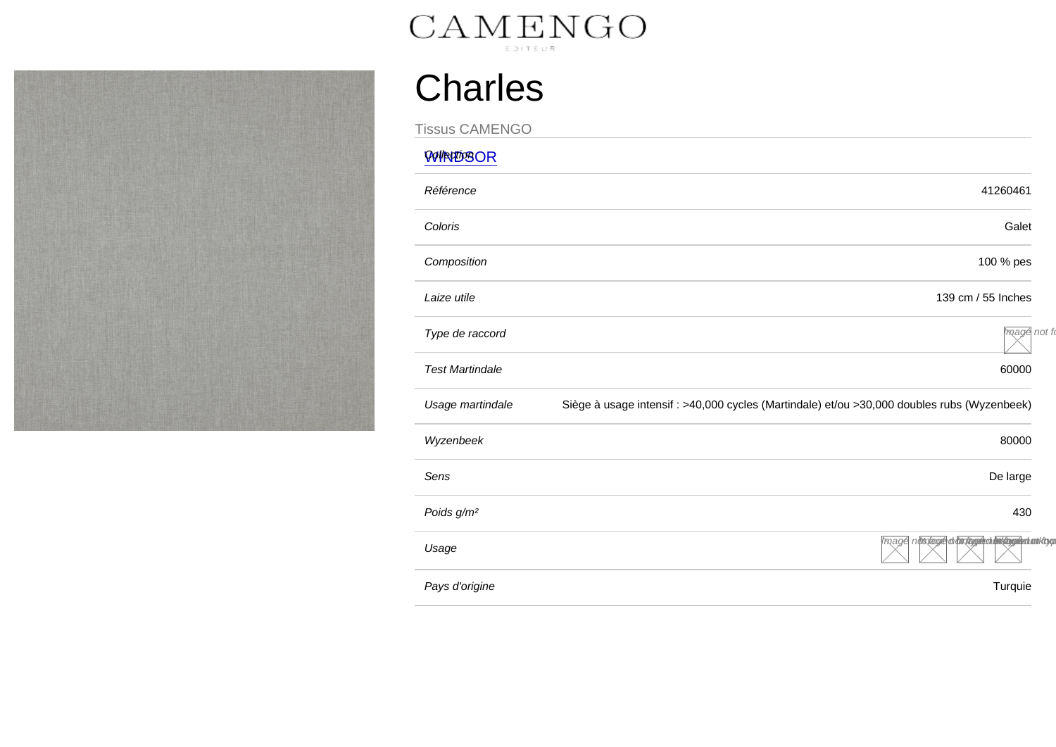CAMENGO

EDITEUR

# Charles

Tissus CAMENGO

| | |
|---|---|
| *Collection* | WINDSOR |
| *Référence* | 41260461 |
| *Coloris* | Galet |
| *Composition* | 100 % pes |
| *Laize utile* | 139 cm / 55 Inches |
| *Type de raccord* | |
| *Test Martindale* | 60000 |
| *Usage martindale* | Siège à usage intensif : >40,000 cycles (Martindale) et/ou >30,000 doubles rubs (Wyzenbeek) |
| *Wyzenbeek* | 80000 |
| *Sens* | De large |
| *Poids g/m²* | 430 |
| *Usage* | |
| *Pays d'origine* | Turquie |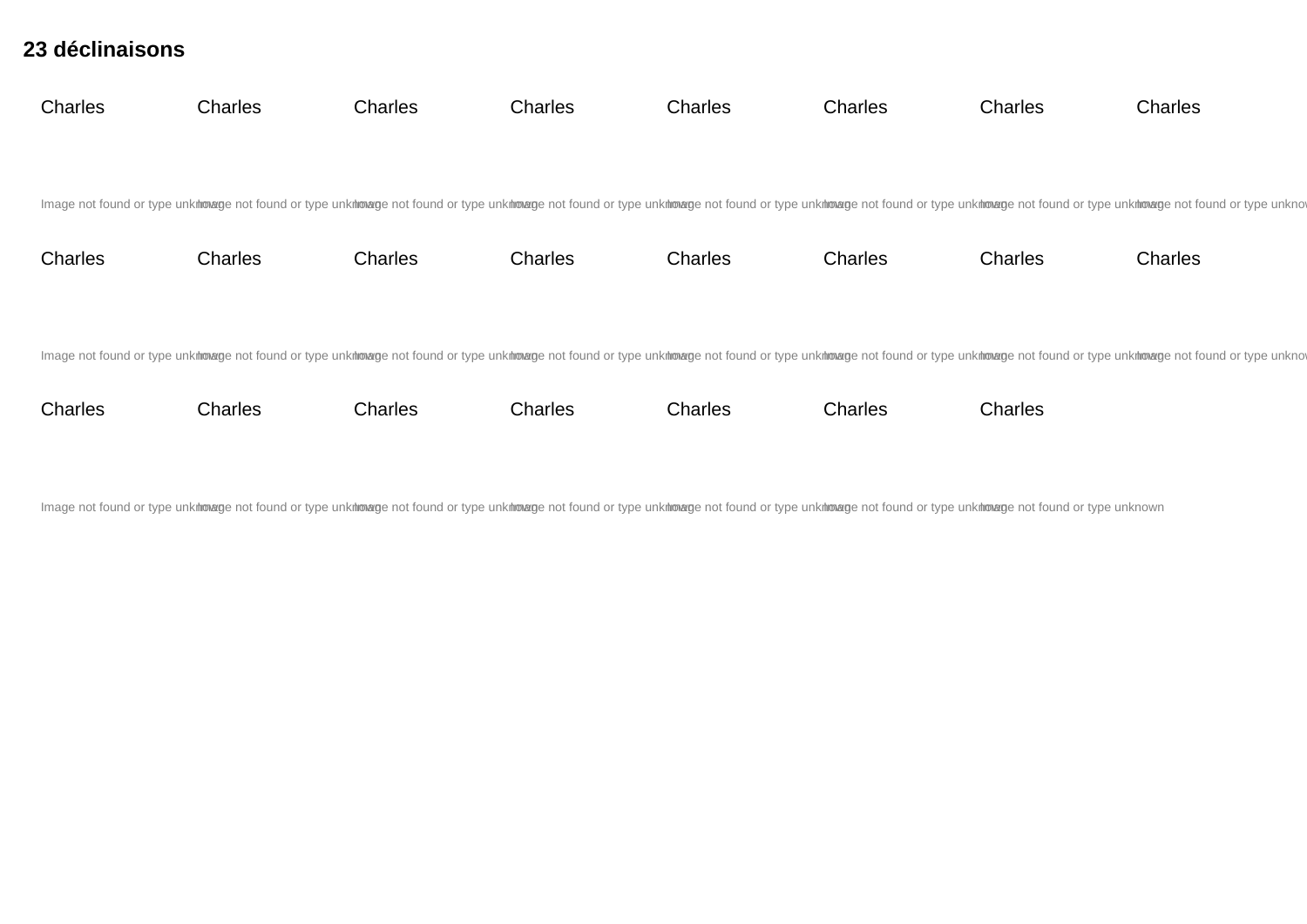## 23 déclinaisons

| | | | | | | | |
|---|---|---|---|---|---|---|---|
| Charles | Charles | Charles | Charles | Charles | Charles | Charles | Charles |
| Image not found or type unknown | Image not found or type unknown | Image not found or type unknown | Image not found or type unknown | Image not found or type unknown | Image not found or type unknown | Image not found or type unknown | Image not found or type unknown |
| Charles | Charles | Charles | Charles | Charles | Charles | Charles | Charles |
| Image not found or type unknown | Image not found or type unknown | Image not found or type unknown | Image not found or type unknown | Image not found or type unknown | Image not found or type unknown | Image not found or type unknown | Image not found or type unknown |
| Charles | Charles | Charles | Charles | Charles | Charles | Charles | |
| Image not found or type unknown | Image not found or type unknown | Image not found or type unknown | Image not found or type unknown | Image not found or type unknown | Image not found or type unknown | Image not found or type unknown | |